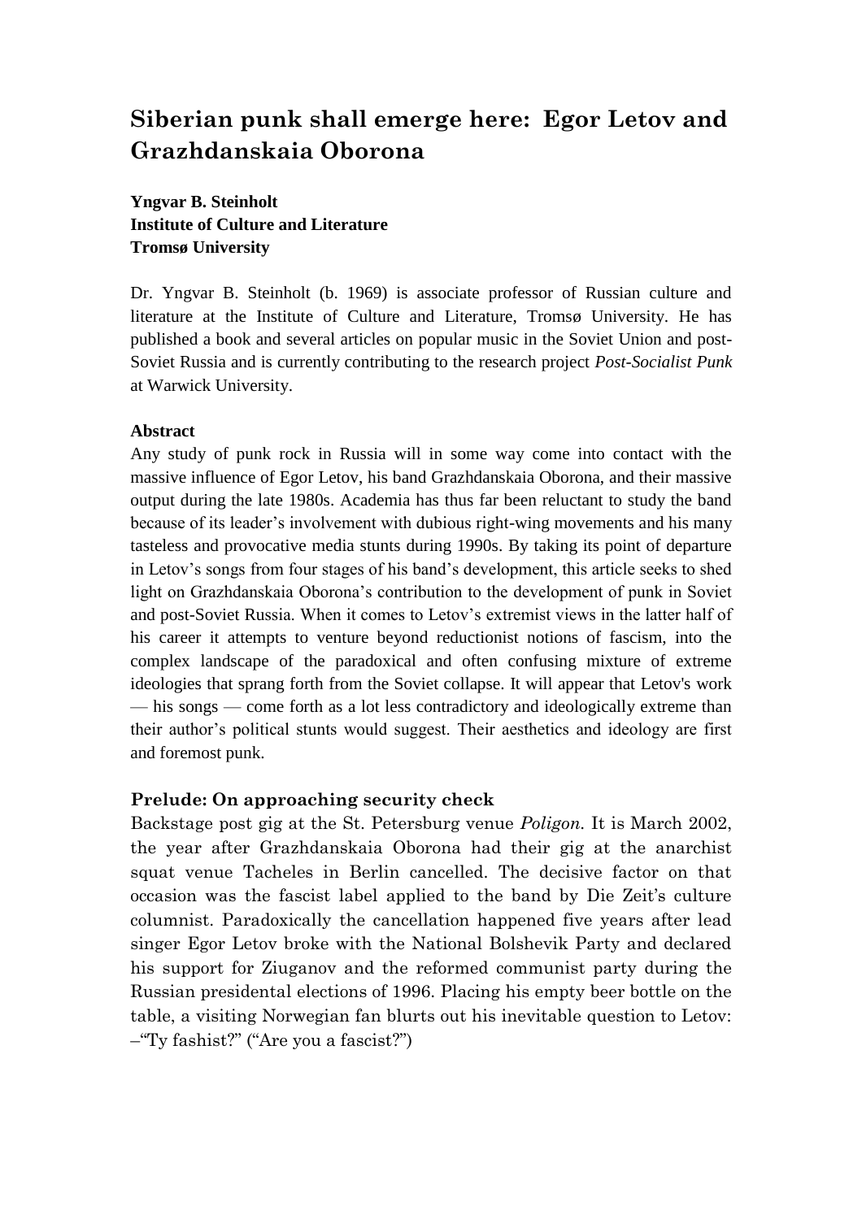# Siberian punk shall emerge here: Egor Letov and Grazhdanskaia Oborona

**Yngvar B. Steinholt**
**Institute of Culture and Literature**
**Tromsø University**

Dr. Yngvar B. Steinholt (b. 1969) is associate professor of Russian culture and literature at the Institute of Culture and Literature, Tromsø University. He has published a book and several articles on popular music in the Soviet Union and post-Soviet Russia and is currently contributing to the research project *Post-Socialist Punk* at Warwick University.

**Abstract**

Any study of punk rock in Russia will in some way come into contact with the massive influence of Egor Letov, his band Grazhdanskaia Oborona, and their massive output during the late 1980s. Academia has thus far been reluctant to study the band because of its leader's involvement with dubious right-wing movements and his many tasteless and provocative media stunts during 1990s. By taking its point of departure in Letov's songs from four stages of his band's development, this article seeks to shed light on Grazhdanskaia Oborona's contribution to the development of punk in Soviet and post-Soviet Russia. When it comes to Letov's extremist views in the latter half of his career it attempts to venture beyond reductionist notions of fascism, into the complex landscape of the paradoxical and often confusing mixture of extreme ideologies that sprang forth from the Soviet collapse. It will appear that Letov's work — his songs — come forth as a lot less contradictory and ideologically extreme than their author's political stunts would suggest. Their aesthetics and ideology are first and foremost punk.

## Prelude: On approaching security check

Backstage post gig at the St. Petersburg venue *Poligon*. It is March 2002, the year after Grazhdanskaia Oborona had their gig at the anarchist squat venue Tacheles in Berlin cancelled. The decisive factor on that occasion was the fascist label applied to the band by Die Zeit's culture columnist. Paradoxically the cancellation happened five years after lead singer Egor Letov broke with the National Bolshevik Party and declared his support for Ziuganov and the reformed communist party during the Russian presidental elections of 1996. Placing his empty beer bottle on the table, a visiting Norwegian fan blurts out his inevitable question to Letov: –"Ty fashist?" ("Are you a fascist?")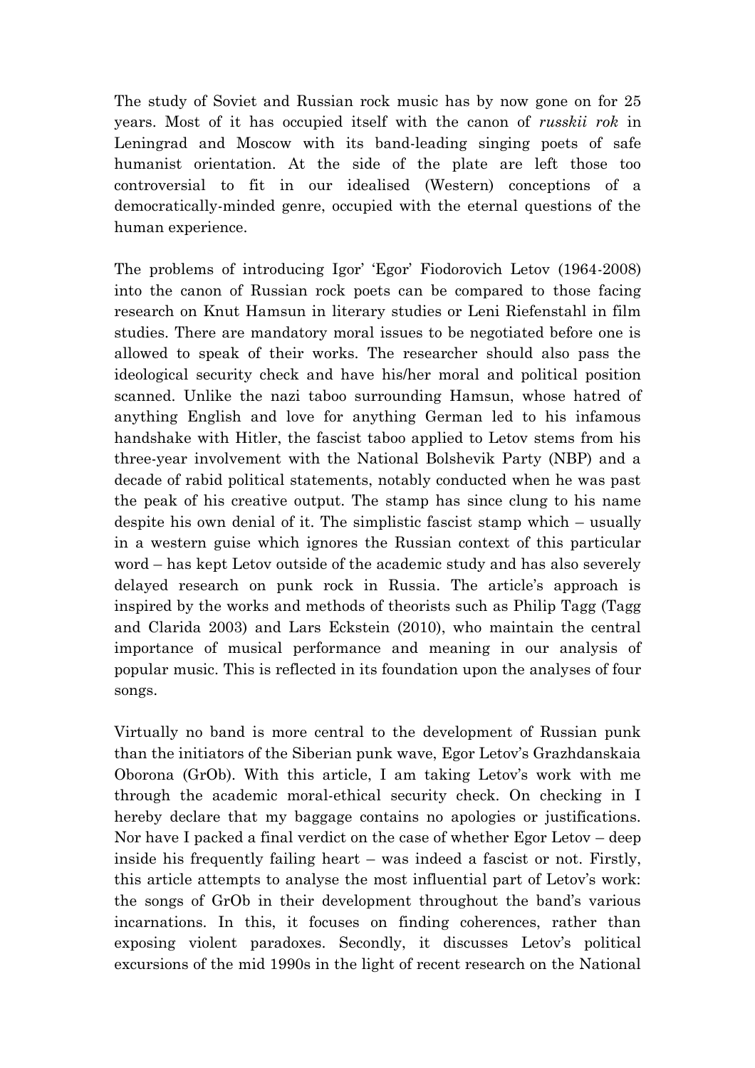The study of Soviet and Russian rock music has by now gone on for 25 years. Most of it has occupied itself with the canon of *russkii rok* in Leningrad and Moscow with its band-leading singing poets of safe humanist orientation. At the side of the plate are left those too controversial to fit in our idealised (Western) conceptions of a democratically-minded genre, occupied with the eternal questions of the human experience.

The problems of introducing Igor' 'Egor' Fiodorovich Letov (1964-2008) into the canon of Russian rock poets can be compared to those facing research on Knut Hamsun in literary studies or Leni Riefenstahl in film studies. There are mandatory moral issues to be negotiated before one is allowed to speak of their works. The researcher should also pass the ideological security check and have his/her moral and political position scanned. Unlike the nazi taboo surrounding Hamsun, whose hatred of anything English and love for anything German led to his infamous handshake with Hitler, the fascist taboo applied to Letov stems from his three-year involvement with the National Bolshevik Party (NBP) and a decade of rabid political statements, notably conducted when he was past the peak of his creative output. The stamp has since clung to his name despite his own denial of it. The simplistic fascist stamp which – usually in a western guise which ignores the Russian context of this particular word – has kept Letov outside of the academic study and has also severely delayed research on punk rock in Russia. The article's approach is inspired by the works and methods of theorists such as Philip Tagg (Tagg and Clarida 2003) and Lars Eckstein (2010), who maintain the central importance of musical performance and meaning in our analysis of popular music. This is reflected in its foundation upon the analyses of four songs.

Virtually no band is more central to the development of Russian punk than the initiators of the Siberian punk wave, Egor Letov's Grazhdanskaia Oborona (GrOb). With this article, I am taking Letov's work with me through the academic moral-ethical security check. On checking in I hereby declare that my baggage contains no apologies or justifications. Nor have I packed a final verdict on the case of whether Egor Letov – deep inside his frequently failing heart – was indeed a fascist or not. Firstly, this article attempts to analyse the most influential part of Letov's work: the songs of GrOb in their development throughout the band's various incarnations. In this, it focuses on finding coherences, rather than exposing violent paradoxes. Secondly, it discusses Letov's political excursions of the mid 1990s in the light of recent research on the National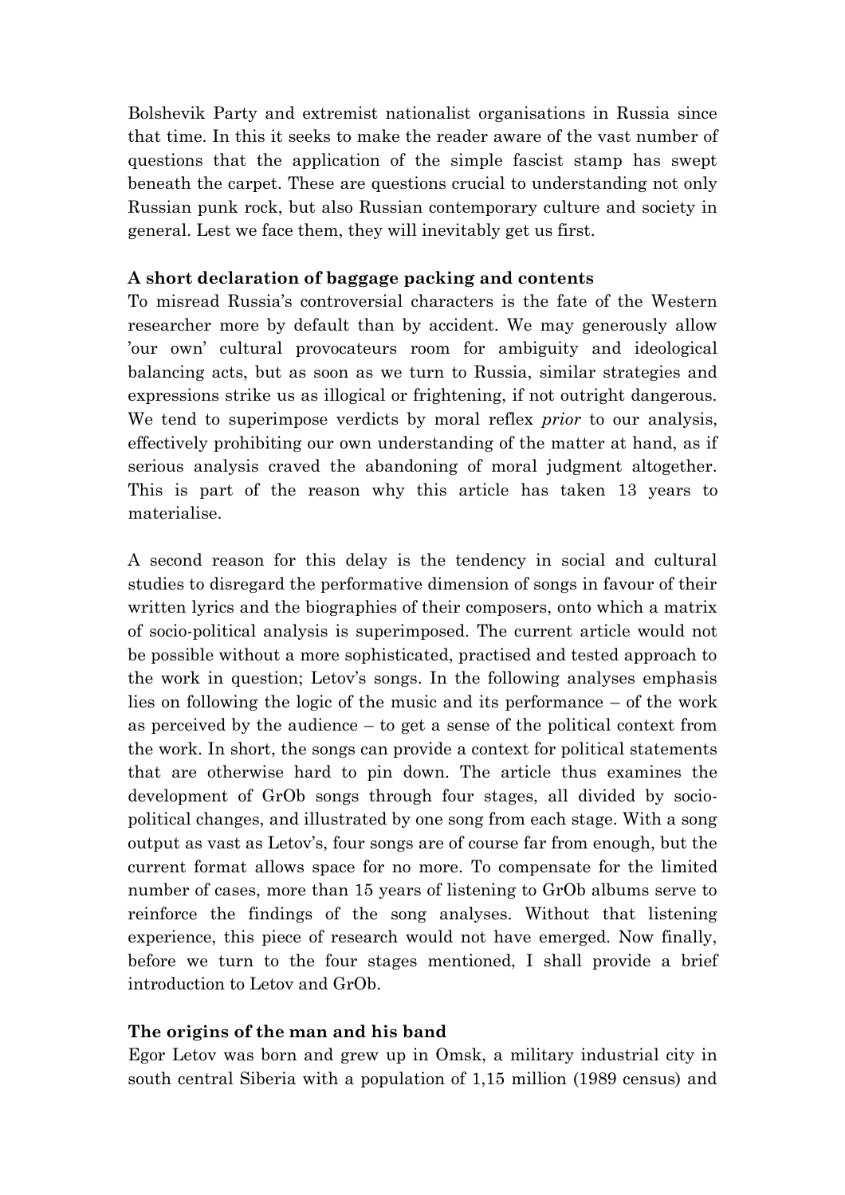Bolshevik Party and extremist nationalist organisations in Russia since that time. In this it seeks to make the reader aware of the vast number of questions that the application of the simple fascist stamp has swept beneath the carpet. These are questions crucial to understanding not only Russian punk rock, but also Russian contemporary culture and society in general. Lest we face them, they will inevitably get us first.

**A short declaration of baggage packing and contents**

To misread Russia's controversial characters is the fate of the Western researcher more by default than by accident. We may generously allow 'our own' cultural provocateurs room for ambiguity and ideological balancing acts, but as soon as we turn to Russia, similar strategies and expressions strike us as illogical or frightening, if not outright dangerous. We tend to superimpose verdicts by moral reflex *prior* to our analysis, effectively prohibiting our own understanding of the matter at hand, as if serious analysis craved the abandoning of moral judgment altogether. This is part of the reason why this article has taken 13 years to materialise.

A second reason for this delay is the tendency in social and cultural studies to disregard the performative dimension of songs in favour of their written lyrics and the biographies of their composers, onto which a matrix of socio-political analysis is superimposed. The current article would not be possible without a more sophisticated, practised and tested approach to the work in question; Letov's songs. In the following analyses emphasis lies on following the logic of the music and its performance – of the work as perceived by the audience – to get a sense of the political context from the work. In short, the songs can provide a context for political statements that are otherwise hard to pin down. The article thus examines the development of GrOb songs through four stages, all divided by socio-political changes, and illustrated by one song from each stage. With a song output as vast as Letov's, four songs are of course far from enough, but the current format allows space for no more. To compensate for the limited number of cases, more than 15 years of listening to GrOb albums serve to reinforce the findings of the song analyses. Without that listening experience, this piece of research would not have emerged. Now finally, before we turn to the four stages mentioned, I shall provide a brief introduction to Letov and GrOb.

**The origins of the man and his band**

Egor Letov was born and grew up in Omsk, a military industrial city in south central Siberia with a population of 1,15 million (1989 census) and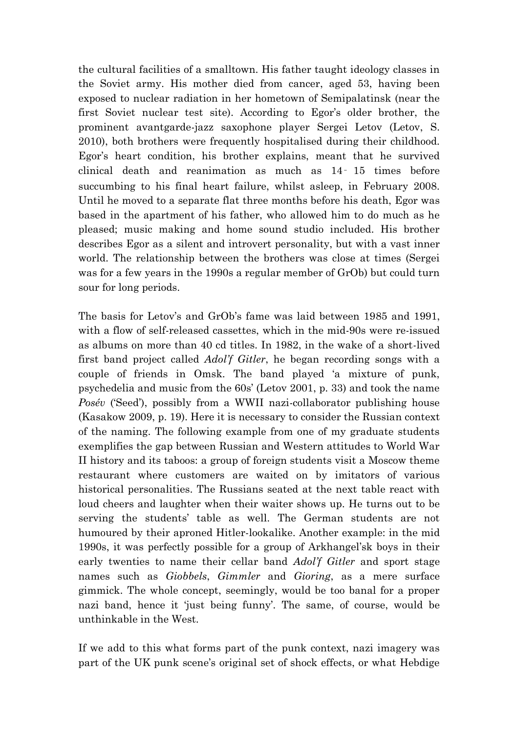the cultural facilities of a smalltown. His father taught ideology classes in the Soviet army. His mother died from cancer, aged 53, having been exposed to nuclear radiation in her hometown of Semipalatinsk (near the first Soviet nuclear test site). According to Egor's older brother, the prominent avantgarde-jazz saxophone player Sergei Letov (Letov, S. 2010), both brothers were frequently hospitalised during their childhood. Egor's heart condition, his brother explains, meant that he survived clinical death and reanimation as much as 14‑15 times before succumbing to his final heart failure, whilst asleep, in February 2008. Until he moved to a separate flat three months before his death, Egor was based in the apartment of his father, who allowed him to do much as he pleased; music making and home sound studio included. His brother describes Egor as a silent and introvert personality, but with a vast inner world. The relationship between the brothers was close at times (Sergei was for a few years in the 1990s a regular member of GrOb) but could turn sour for long periods.

The basis for Letov's and GrOb's fame was laid between 1985 and 1991, with a flow of self-released cassettes, which in the mid-90s were re-issued as albums on more than 40 cd titles. In 1982, in the wake of a short-lived first band project called *Adol'f Gitler*, he began recording songs with a couple of friends in Omsk. The band played 'a mixture of punk, psychedelia and music from the 60s' (Letov 2001, p. 33) and took the name *Posév* ('Seed'), possibly from a WWII nazi-collaborator publishing house (Kasakow 2009, p. 19). Here it is necessary to consider the Russian context of the naming. The following example from one of my graduate students exemplifies the gap between Russian and Western attitudes to World War II history and its taboos: a group of foreign students visit a Moscow theme restaurant where customers are waited on by imitators of various historical personalities. The Russians seated at the next table react with loud cheers and laughter when their waiter shows up. He turns out to be serving the students' table as well. The German students are not humoured by their aproned Hitler-lookalike. Another example: in the mid 1990s, it was perfectly possible for a group of Arkhangel'sk boys in their early twenties to name their cellar band *Adol'f Gitler* and sport stage names such as *Giobbels*, *Gimmler* and *Gioring*, as a mere surface gimmick. The whole concept, seemingly, would be too banal for a proper nazi band, hence it 'just being funny'. The same, of course, would be unthinkable in the West.

If we add to this what forms part of the punk context, nazi imagery was part of the UK punk scene's original set of shock effects, or what Hebdige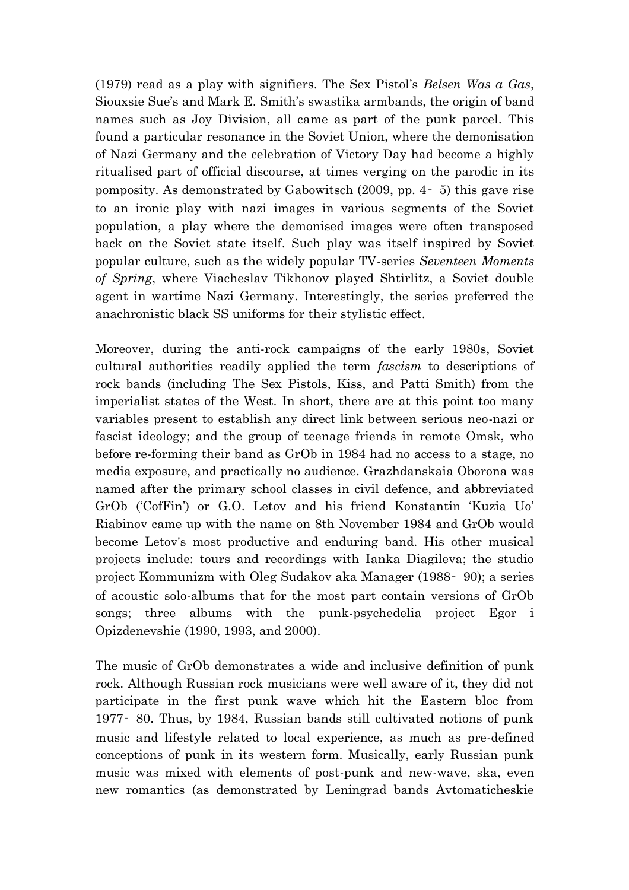(1979) read as a play with signifiers. The Sex Pistol's *Belsen Was a Gas*, Siouxsie Sue's and Mark E. Smith's swastika armbands, the origin of band names such as Joy Division, all came as part of the punk parcel. This found a particular resonance in the Soviet Union, where the demonisation of Nazi Germany and the celebration of Victory Day had become a highly ritualised part of official discourse, at times verging on the parodic in its pomposity. As demonstrated by Gabowitsch (2009, pp. 4‐5) this gave rise to an ironic play with nazi images in various segments of the Soviet population, a play where the demonised images were often transposed back on the Soviet state itself. Such play was itself inspired by Soviet popular culture, such as the widely popular TV-series *Seventeen Moments of Spring*, where Viacheslav Tikhonov played Shtirlitz, a Soviet double agent in wartime Nazi Germany. Interestingly, the series preferred the anachronistic black SS uniforms for their stylistic effect.

Moreover, during the anti-rock campaigns of the early 1980s, Soviet cultural authorities readily applied the term *fascism* to descriptions of rock bands (including The Sex Pistols, Kiss, and Patti Smith) from the imperialist states of the West. In short, there are at this point too many variables present to establish any direct link between serious neo-nazi or fascist ideology; and the group of teenage friends in remote Omsk, who before re-forming their band as GrOb in 1984 had no access to a stage, no media exposure, and practically no audience. Grazhdanskaia Oborona was named after the primary school classes in civil defence, and abbreviated GrOb ('CofFin') or G.O. Letov and his friend Konstantin 'Kuzia Uo' Riabinov came up with the name on 8th November 1984 and GrOb would become Letov's most productive and enduring band. His other musical projects include: tours and recordings with Ianka Diagileva; the studio project Kommunizm with Oleg Sudakov aka Manager (1988‐90); a series of acoustic solo-albums that for the most part contain versions of GrOb songs; three albums with the punk-psychedelia project Egor i Opizdenevshie (1990, 1993, and 2000).

The music of GrOb demonstrates a wide and inclusive definition of punk rock. Although Russian rock musicians were well aware of it, they did not participate in the first punk wave which hit the Eastern bloc from 1977‐80. Thus, by 1984, Russian bands still cultivated notions of punk music and lifestyle related to local experience, as much as pre-defined conceptions of punk in its western form. Musically, early Russian punk music was mixed with elements of post-punk and new-wave, ska, even new romantics (as demonstrated by Leningrad bands Avtomaticheskie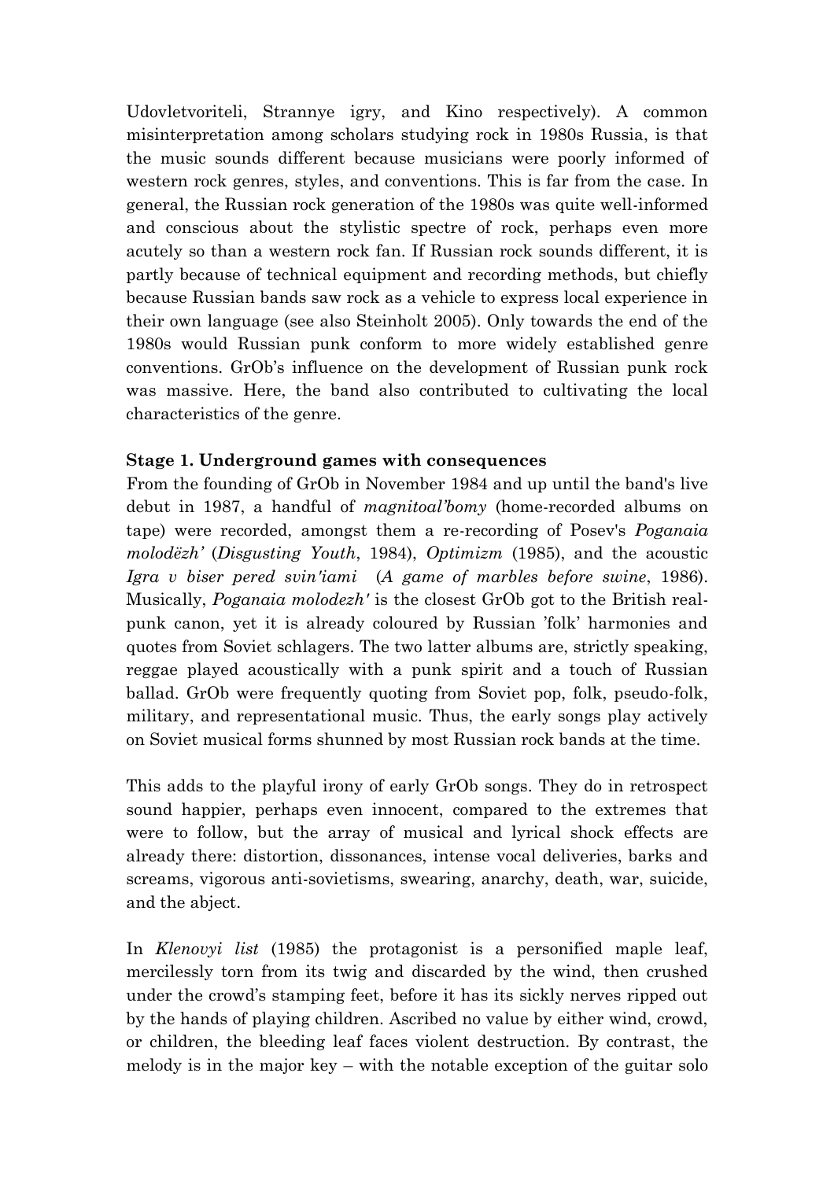Udovletvoriteli, Strannye igry, and Kino respectively). A common misinterpretation among scholars studying rock in 1980s Russia, is that the music sounds different because musicians were poorly informed of western rock genres, styles, and conventions. This is far from the case. In general, the Russian rock generation of the 1980s was quite well-informed and conscious about the stylistic spectre of rock, perhaps even more acutely so than a western rock fan. If Russian rock sounds different, it is partly because of technical equipment and recording methods, but chiefly because Russian bands saw rock as a vehicle to express local experience in their own language (see also Steinholt 2005). Only towards the end of the 1980s would Russian punk conform to more widely established genre conventions. GrOb's influence on the development of Russian punk rock was massive. Here, the band also contributed to cultivating the local characteristics of the genre.

**Stage 1. Underground games with consequences**

From the founding of GrOb in November 1984 and up until the band's live debut in 1987, a handful of *magnitoal'bomy* (home-recorded albums on tape) were recorded, amongst them a re-recording of Posev's *Poganaia molodëzh'* (*Disgusting Youth*, 1984), *Optimizm* (1985), and the acoustic *Igra v biser pered svin'iami* (*A game of marbles before swine*, 1986). Musically, *Poganaia molodezh'* is the closest GrOb got to the British real-punk canon, yet it is already coloured by Russian 'folk' harmonies and quotes from Soviet schlagers. The two latter albums are, strictly speaking, reggae played acoustically with a punk spirit and a touch of Russian ballad. GrOb were frequently quoting from Soviet pop, folk, pseudo-folk, military, and representational music. Thus, the early songs play actively on Soviet musical forms shunned by most Russian rock bands at the time.

This adds to the playful irony of early GrOb songs. They do in retrospect sound happier, perhaps even innocent, compared to the extremes that were to follow, but the array of musical and lyrical shock effects are already there: distortion, dissonances, intense vocal deliveries, barks and screams, vigorous anti-sovietisms, swearing, anarchy, death, war, suicide, and the abject.

In *Klenovyi list* (1985) the protagonist is a personified maple leaf, mercilessly torn from its twig and discarded by the wind, then crushed under the crowd's stamping feet, before it has its sickly nerves ripped out by the hands of playing children. Ascribed no value by either wind, crowd, or children, the bleeding leaf faces violent destruction. By contrast, the melody is in the major key – with the notable exception of the guitar solo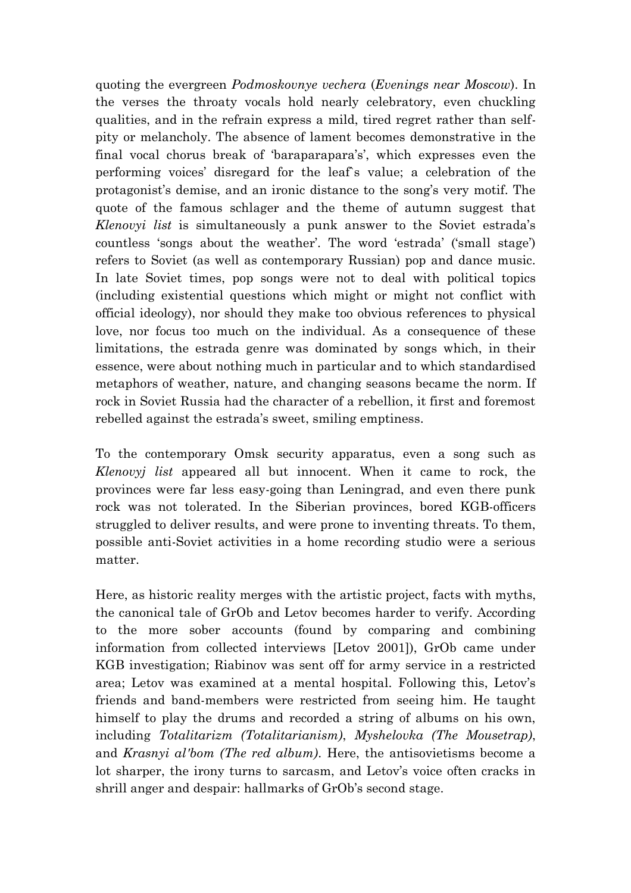quoting the evergreen *Podmoskovnye vechera* (*Evenings near Moscow*). In the verses the throaty vocals hold nearly celebratory, even chuckling qualities, and in the refrain express a mild, tired regret rather than self-pity or melancholy. The absence of lament becomes demonstrative in the final vocal chorus break of 'baraparapara's', which expresses even the performing voices' disregard for the leaf`s value; a celebration of the protagonist's demise, and an ironic distance to the song's very motif. The quote of the famous schlager and the theme of autumn suggest that *Klenovyi list* is simultaneously a punk answer to the Soviet estrada's countless 'songs about the weather'. The word 'estrada' ('small stage') refers to Soviet (as well as contemporary Russian) pop and dance music. In late Soviet times, pop songs were not to deal with political topics (including existential questions which might or might not conflict with official ideology), nor should they make too obvious references to physical love, nor focus too much on the individual. As a consequence of these limitations, the estrada genre was dominated by songs which, in their essence, were about nothing much in particular and to which standardised metaphors of weather, nature, and changing seasons became the norm. If rock in Soviet Russia had the character of a rebellion, it first and foremost rebelled against the estrada's sweet, smiling emptiness.

To the contemporary Omsk security apparatus, even a song such as *Klenovyj list* appeared all but innocent. When it came to rock, the provinces were far less easy-going than Leningrad, and even there punk rock was not tolerated. In the Siberian provinces, bored KGB-officers struggled to deliver results, and were prone to inventing threats. To them, possible anti-Soviet activities in a home recording studio were a serious matter.

Here, as historic reality merges with the artistic project, facts with myths, the canonical tale of GrOb and Letov becomes harder to verify. According to the more sober accounts (found by comparing and combining information from collected interviews [Letov 2001]), GrOb came under KGB investigation; Riabinov was sent off for army service in a restricted area; Letov was examined at a mental hospital. Following this, Letov's friends and band-members were restricted from seeing him. He taught himself to play the drums and recorded a string of albums on his own, including *Totalitarizm (Totalitarianism)*, *Myshelovka (The Mousetrap)*, and *Krasnyi al'bom (The red album)*. Here, the antisovietisms become a lot sharper, the irony turns to sarcasm, and Letov's voice often cracks in shrill anger and despair: hallmarks of GrOb's second stage.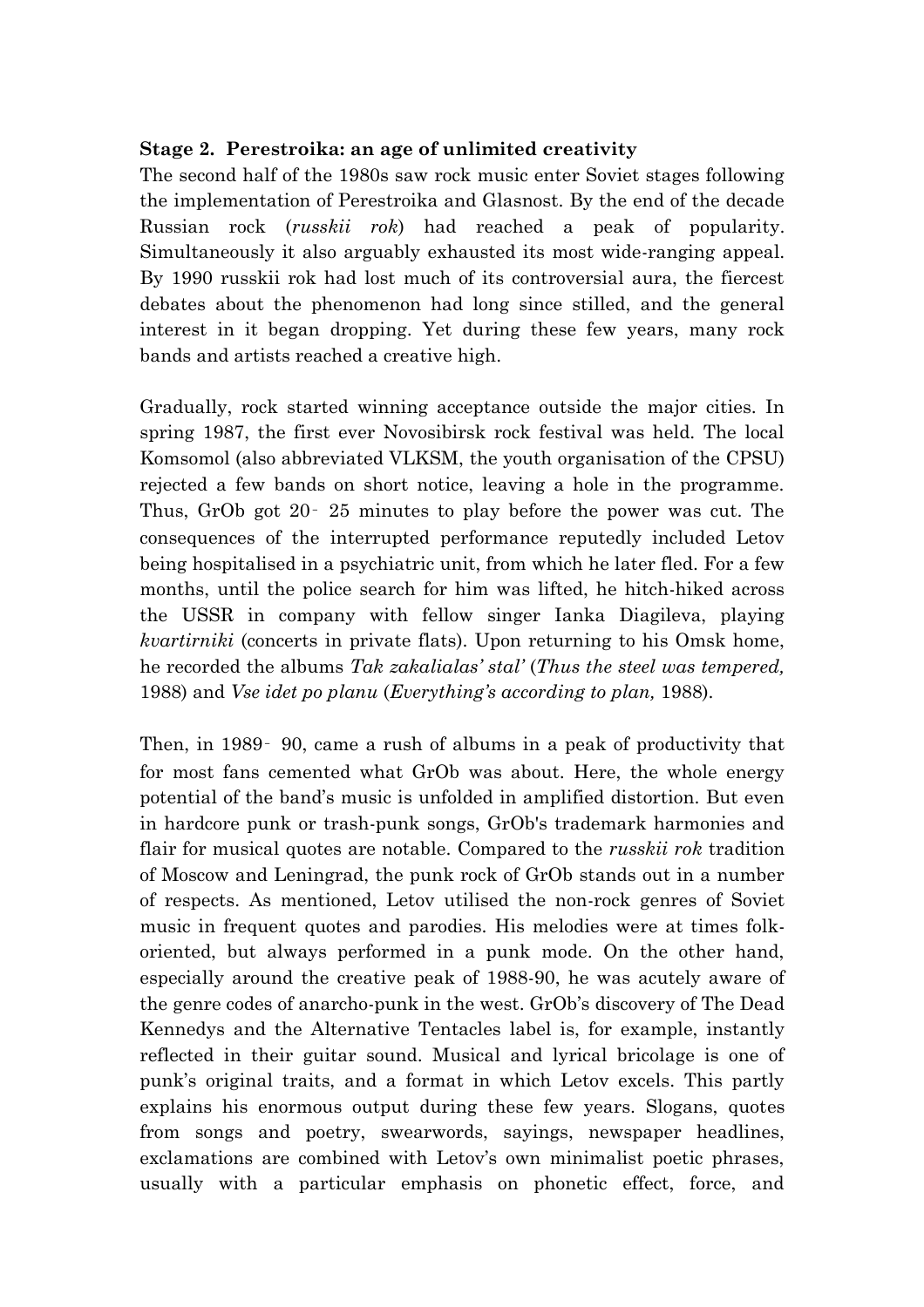**Stage 2. Perestroika: an age of unlimited creativity**

The second half of the 1980s saw rock music enter Soviet stages following the implementation of Perestroika and Glasnost. By the end of the decade Russian rock (*russkii rok*) had reached a peak of popularity. Simultaneously it also arguably exhausted its most wide-ranging appeal. By 1990 russkii rok had lost much of its controversial aura, the fiercest debates about the phenomenon had long since stilled, and the general interest in it began dropping. Yet during these few years, many rock bands and artists reached a creative high.

Gradually, rock started winning acceptance outside the major cities. In spring 1987, the first ever Novosibirsk rock festival was held. The local Komsomol (also abbreviated VLKSM, the youth organisation of the CPSU) rejected a few bands on short notice, leaving a hole in the programme. Thus, GrOb got 20‐25 minutes to play before the power was cut. The consequences of the interrupted performance reputedly included Letov being hospitalised in a psychiatric unit, from which he later fled. For a few months, until the police search for him was lifted, he hitch-hiked across the USSR in company with fellow singer Ianka Diagileva, playing *kvartirniki* (concerts in private flats). Upon returning to his Omsk home, he recorded the albums *Tak zakalialas' stal'* (*Thus the steel was tempered,* 1988) and *Vse idet po planu* (*Everything's according to plan,* 1988).

Then, in 1989‐90, came a rush of albums in a peak of productivity that for most fans cemented what GrOb was about. Here, the whole energy potential of the band's music is unfolded in amplified distortion. But even in hardcore punk or trash-punk songs, GrOb's trademark harmonies and flair for musical quotes are notable. Compared to the *russkii rok* tradition of Moscow and Leningrad, the punk rock of GrOb stands out in a number of respects. As mentioned, Letov utilised the non-rock genres of Soviet music in frequent quotes and parodies. His melodies were at times folk-oriented, but always performed in a punk mode. On the other hand, especially around the creative peak of 1988-90, he was acutely aware of the genre codes of anarcho-punk in the west. GrOb's discovery of The Dead Kennedys and the Alternative Tentacles label is, for example, instantly reflected in their guitar sound. Musical and lyrical bricolage is one of punk's original traits, and a format in which Letov excels. This partly explains his enormous output during these few years. Slogans, quotes from songs and poetry, swearwords, sayings, newspaper headlines, exclamations are combined with Letov's own minimalist poetic phrases, usually with a particular emphasis on phonetic effect, force, and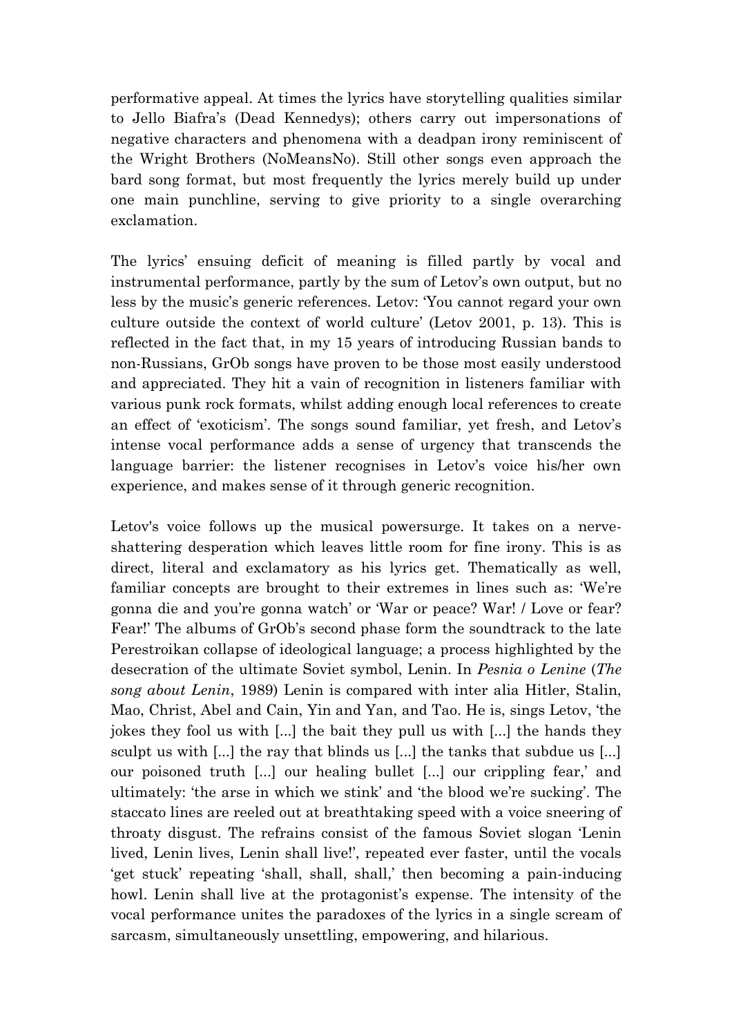performative appeal. At times the lyrics have storytelling qualities similar to Jello Biafra's (Dead Kennedys); others carry out impersonations of negative characters and phenomena with a deadpan irony reminiscent of the Wright Brothers (NoMeansNo). Still other songs even approach the bard song format, but most frequently the lyrics merely build up under one main punchline, serving to give priority to a single overarching exclamation.

The lyrics' ensuing deficit of meaning is filled partly by vocal and instrumental performance, partly by the sum of Letov's own output, but no less by the music's generic references. Letov: 'You cannot regard your own culture outside the context of world culture' (Letov 2001, p. 13). This is reflected in the fact that, in my 15 years of introducing Russian bands to non-Russians, GrOb songs have proven to be those most easily understood and appreciated. They hit a vain of recognition in listeners familiar with various punk rock formats, whilst adding enough local references to create an effect of 'exoticism'. The songs sound familiar, yet fresh, and Letov's intense vocal performance adds a sense of urgency that transcends the language barrier: the listener recognises in Letov's voice his/her own experience, and makes sense of it through generic recognition.

Letov's voice follows up the musical powersurge. It takes on a nerve-shattering desperation which leaves little room for fine irony. This is as direct, literal and exclamatory as his lyrics get. Thematically as well, familiar concepts are brought to their extremes in lines such as: 'We're gonna die and you're gonna watch' or 'War or peace? War! / Love or fear? Fear!' The albums of GrOb's second phase form the soundtrack to the late Perestroikan collapse of ideological language; a process highlighted by the desecration of the ultimate Soviet symbol, Lenin. In *Pesnia o Lenine* (*The song about Lenin*, 1989) Lenin is compared with inter alia Hitler, Stalin, Mao, Christ, Abel and Cain, Yin and Yan, and Tao. He is, sings Letov, 'the jokes they fool us with [...] the bait they pull us with [...] the hands they sculpt us with [...] the ray that blinds us [...] the tanks that subdue us [...] our poisoned truth [...] our healing bullet [...] our crippling fear,' and ultimately: 'the arse in which we stink' and 'the blood we're sucking'. The staccato lines are reeled out at breathtaking speed with a voice sneering of throaty disgust. The refrains consist of the famous Soviet slogan 'Lenin lived, Lenin lives, Lenin shall live!', repeated ever faster, until the vocals 'get stuck' repeating 'shall, shall, shall,' then becoming a pain-inducing howl. Lenin shall live at the protagonist's expense. The intensity of the vocal performance unites the paradoxes of the lyrics in a single scream of sarcasm, simultaneously unsettling, empowering, and hilarious.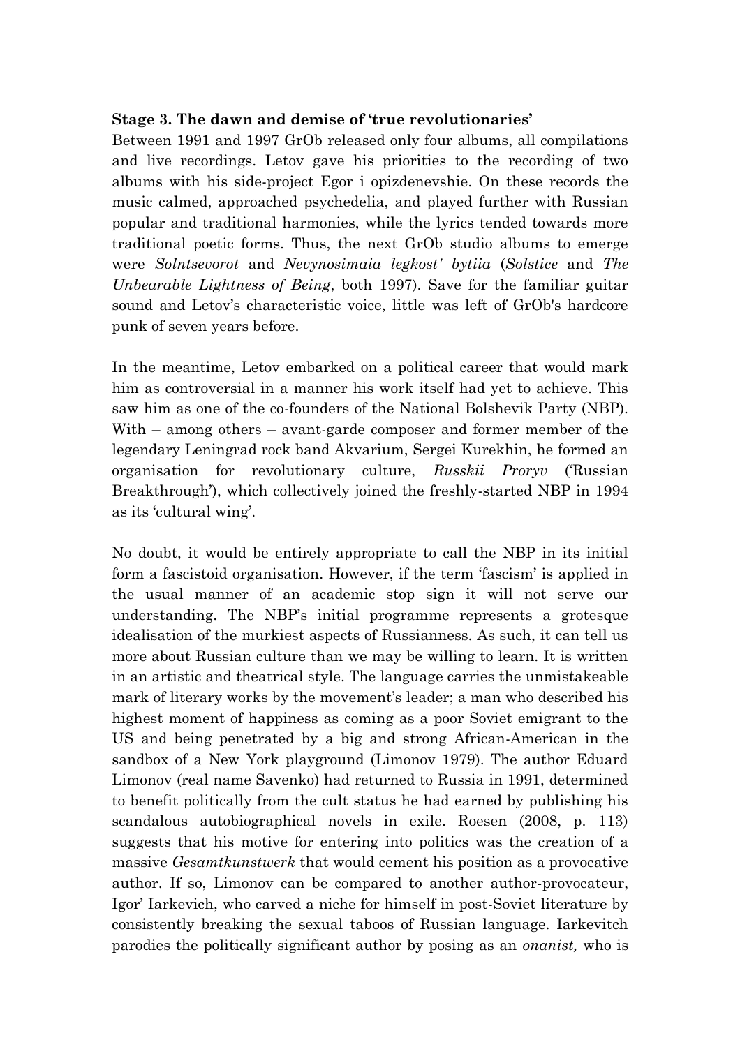**Stage 3. The dawn and demise of 'true revolutionaries'**

Between 1991 and 1997 GrOb released only four albums, all compilations and live recordings. Letov gave his priorities to the recording of two albums with his side-project Egor i opizdenevshie. On these records the music calmed, approached psychedelia, and played further with Russian popular and traditional harmonies, while the lyrics tended towards more traditional poetic forms. Thus, the next GrOb studio albums to emerge were *Solntsevorot* and *Nevynosimaia legkost' bytiia* (*Solstice* and *The Unbearable Lightness of Being*, both 1997). Save for the familiar guitar sound and Letov's characteristic voice, little was left of GrOb's hardcore punk of seven years before.

In the meantime, Letov embarked on a political career that would mark him as controversial in a manner his work itself had yet to achieve. This saw him as one of the co-founders of the National Bolshevik Party (NBP). With – among others – avant-garde composer and former member of the legendary Leningrad rock band Akvarium, Sergei Kurekhin, he formed an organisation for revolutionary culture, *Russkii Proryv* ('Russian Breakthrough'), which collectively joined the freshly-started NBP in 1994 as its 'cultural wing'.

No doubt, it would be entirely appropriate to call the NBP in its initial form a fascistoid organisation. However, if the term 'fascism' is applied in the usual manner of an academic stop sign it will not serve our understanding. The NBP's initial programme represents a grotesque idealisation of the murkiest aspects of Russianness. As such, it can tell us more about Russian culture than we may be willing to learn. It is written in an artistic and theatrical style. The language carries the unmistakeable mark of literary works by the movement's leader; a man who described his highest moment of happiness as coming as a poor Soviet emigrant to the US and being penetrated by a big and strong African-American in the sandbox of a New York playground (Limonov 1979). The author Eduard Limonov (real name Savenko) had returned to Russia in 1991, determined to benefit politically from the cult status he had earned by publishing his scandalous autobiographical novels in exile. Roesen (2008, p. 113) suggests that his motive for entering into politics was the creation of a massive *Gesamtkunstwerk* that would cement his position as a provocative author. If so, Limonov can be compared to another author-provocateur, Igor' Iarkevich, who carved a niche for himself in post-Soviet literature by consistently breaking the sexual taboos of Russian language. Iarkevitch parodies the politically significant author by posing as an *onanist,* who is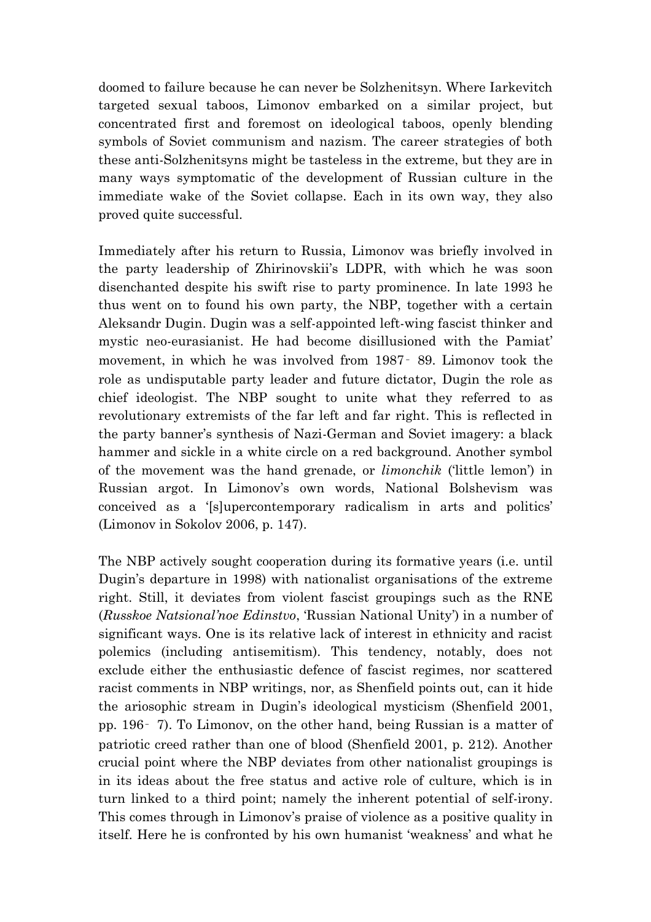doomed to failure because he can never be Solzhenitsyn. Where Iarkevitch targeted sexual taboos, Limonov embarked on a similar project, but concentrated first and foremost on ideological taboos, openly blending symbols of Soviet communism and nazism. The career strategies of both these anti-Solzhenitsyns might be tasteless in the extreme, but they are in many ways symptomatic of the development of Russian culture in the immediate wake of the Soviet collapse. Each in its own way, they also proved quite successful.

Immediately after his return to Russia, Limonov was briefly involved in the party leadership of Zhirinovskii's LDPR, with which he was soon disenchanted despite his swift rise to party prominence. In late 1993 he thus went on to found his own party, the NBP, together with a certain Aleksandr Dugin. Dugin was a self-appointed left-wing fascist thinker and mystic neo-eurasianist. He had become disillusioned with the Pamiat' movement, in which he was involved from 1987‐89. Limonov took the role as undisputable party leader and future dictator, Dugin the role as chief ideologist. The NBP sought to unite what they referred to as revolutionary extremists of the far left and far right. This is reflected in the party banner's synthesis of Nazi-German and Soviet imagery: a black hammer and sickle in a white circle on a red background. Another symbol of the movement was the hand grenade, or *limonchik* ('little lemon') in Russian argot. In Limonov's own words, National Bolshevism was conceived as a '[s]upercontemporary radicalism in arts and politics' (Limonov in Sokolov 2006, p. 147).

The NBP actively sought cooperation during its formative years (i.e. until Dugin's departure in 1998) with nationalist organisations of the extreme right. Still, it deviates from violent fascist groupings such as the RNE (*Russkoe Natsional'noe Edinstvo*, 'Russian National Unity') in a number of significant ways. One is its relative lack of interest in ethnicity and racist polemics (including antisemitism). This tendency, notably, does not exclude either the enthusiastic defence of fascist regimes, nor scattered racist comments in NBP writings, nor, as Shenfield points out, can it hide the ariosophic stream in Dugin's ideological mysticism (Shenfield 2001, pp. 196‐7). To Limonov, on the other hand, being Russian is a matter of patriotic creed rather than one of blood (Shenfield 2001, p. 212). Another crucial point where the NBP deviates from other nationalist groupings is in its ideas about the free status and active role of culture, which is in turn linked to a third point; namely the inherent potential of self-irony. This comes through in Limonov's praise of violence as a positive quality in itself. Here he is confronted by his own humanist 'weakness' and what he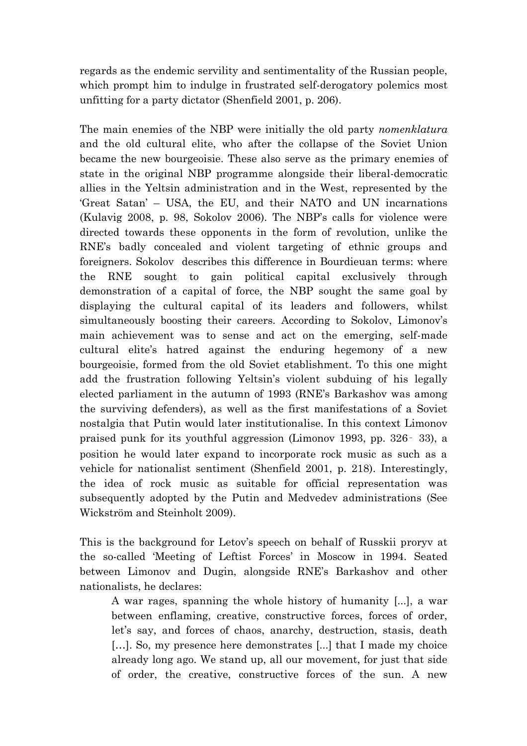regards as the endemic servility and sentimentality of the Russian people, which prompt him to indulge in frustrated self-derogatory polemics most unfitting for a party dictator (Shenfield 2001, p. 206).

The main enemies of the NBP were initially the old party *nomenklatura* and the old cultural elite, who after the collapse of the Soviet Union became the new bourgeoisie. These also serve as the primary enemies of state in the original NBP programme alongside their liberal-democratic allies in the Yeltsin administration and in the West, represented by the 'Great Satan' – USA, the EU, and their NATO and UN incarnations (Kulavig 2008, p. 98, Sokolov 2006). The NBP's calls for violence were directed towards these opponents in the form of revolution, unlike the RNE's badly concealed and violent targeting of ethnic groups and foreigners. Sokolov describes this difference in Bourdieuan terms: where the RNE sought to gain political capital exclusively through demonstration of a capital of force, the NBP sought the same goal by displaying the cultural capital of its leaders and followers, whilst simultaneously boosting their careers. According to Sokolov, Limonov's main achievement was to sense and act on the emerging, self-made cultural elite's hatred against the enduring hegemony of a new bourgeoisie, formed from the old Soviet etablishment. To this one might add the frustration following Yeltsin's violent subduing of his legally elected parliament in the autumn of 1993 (RNE's Barkashov was among the surviving defenders), as well as the first manifestations of a Soviet nostalgia that Putin would later institutionalise. In this context Limonov praised punk for its youthful aggression (Limonov 1993, pp. 326‑33), a position he would later expand to incorporate rock music as such as a vehicle for nationalist sentiment (Shenfield 2001, p. 218). Interestingly, the idea of rock music as suitable for official representation was subsequently adopted by the Putin and Medvedev administrations (See Wickström and Steinholt 2009).

This is the background for Letov's speech on behalf of Russkii proryv at the so-called 'Meeting of Leftist Forces' in Moscow in 1994. Seated between Limonov and Dugin, alongside RNE's Barkashov and other nationalists, he declares:

> A war rages, spanning the whole history of humanity [...], a war between enflaming, creative, constructive forces, forces of order, let's say, and forces of chaos, anarchy, destruction, stasis, death […]. So, my presence here demonstrates [...] that I made my choice already long ago. We stand up, all our movement, for just that side of order, the creative, constructive forces of the sun. A new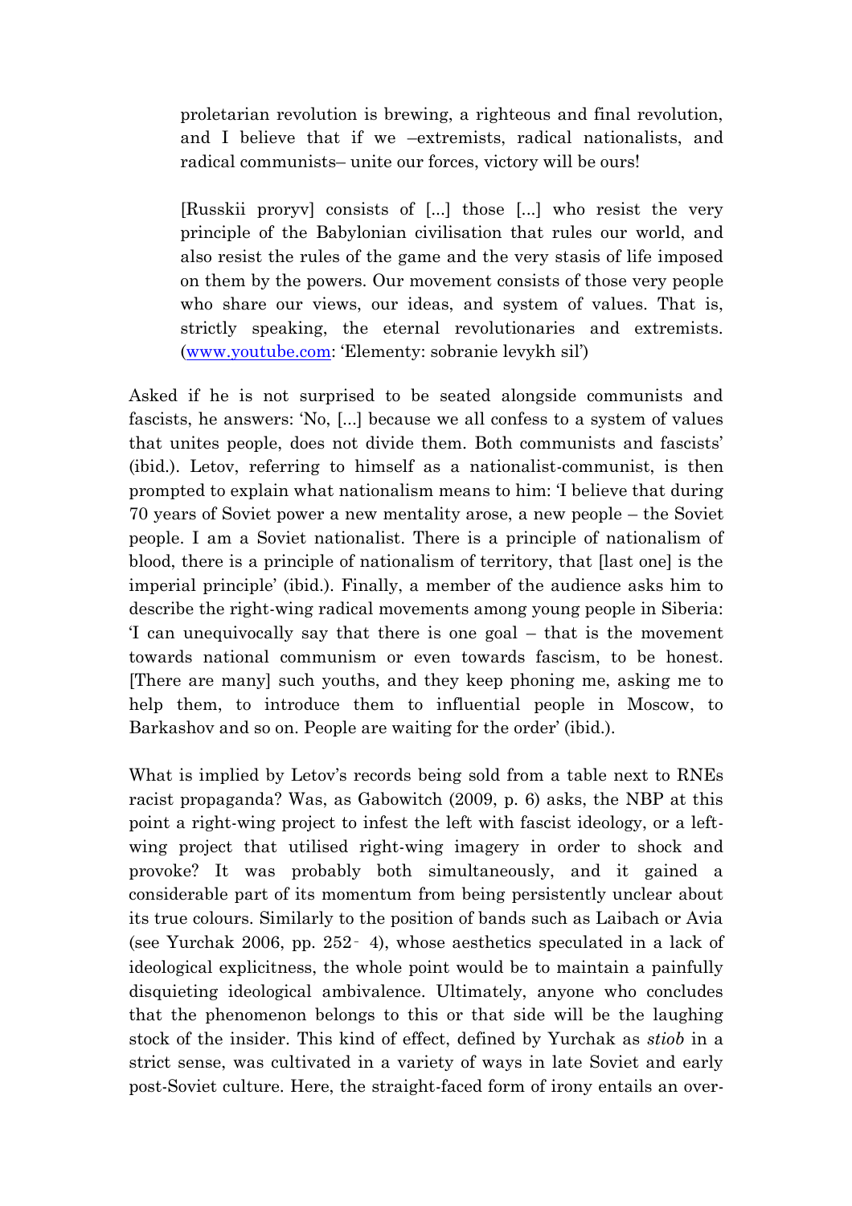> proletarian revolution is brewing, a righteous and final revolution, and I believe that if we –extremists, radical nationalists, and radical communists– unite our forces, victory will be ours!
>
> [Russkii proryv] consists of [...] those [...] who resist the very principle of the Babylonian civilisation that rules our world, and also resist the rules of the game and the very stasis of life imposed on them by the powers. Our movement consists of those very people who share our views, our ideas, and system of values. That is, strictly speaking, the eternal revolutionaries and extremists. (www.youtube.com: 'Elementy: sobranie levykh sil')

Asked if he is not surprised to be seated alongside communists and fascists, he answers: 'No, [...] because we all confess to a system of values that unites people, does not divide them. Both communists and fascists' (ibid.). Letov, referring to himself as a nationalist-communist, is then prompted to explain what nationalism means to him: 'I believe that during 70 years of Soviet power a new mentality arose, a new people – the Soviet people. I am a Soviet nationalist. There is a principle of nationalism of blood, there is a principle of nationalism of territory, that [last one] is the imperial principle' (ibid.). Finally, a member of the audience asks him to describe the right-wing radical movements among young people in Siberia: 'I can unequivocally say that there is one goal – that is the movement towards national communism or even towards fascism, to be honest. [There are many] such youths, and they keep phoning me, asking me to help them, to introduce them to influential people in Moscow, to Barkashov and so on. People are waiting for the order' (ibid.).

What is implied by Letov's records being sold from a table next to RNEs racist propaganda? Was, as Gabowitch (2009, p. 6) asks, the NBP at this point a right-wing project to infest the left with fascist ideology, or a left-wing project that utilised right-wing imagery in order to shock and provoke? It was probably both simultaneously, and it gained a considerable part of its momentum from being persistently unclear about its true colours. Similarly to the position of bands such as Laibach or Avia (see Yurchak 2006, pp. 252‑4), whose aesthetics speculated in a lack of ideological explicitness, the whole point would be to maintain a painfully disquieting ideological ambivalence. Ultimately, anyone who concludes that the phenomenon belongs to this or that side will be the laughing stock of the insider. This kind of effect, defined by Yurchak as *stiob* in a strict sense, was cultivated in a variety of ways in late Soviet and early post-Soviet culture. Here, the straight-faced form of irony entails an over-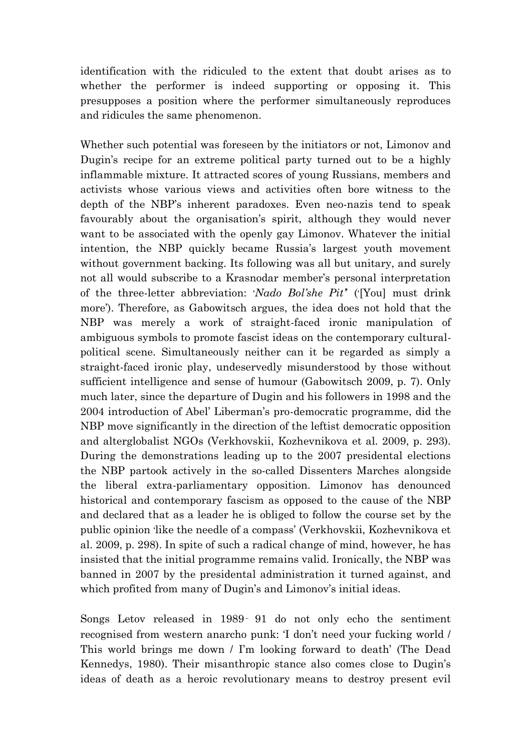identification with the ridiculed to the extent that doubt arises as to whether the performer is indeed supporting or opposing it. This presupposes a position where the performer simultaneously reproduces and ridicules the same phenomenon.

Whether such potential was foreseen by the initiators or not, Limonov and Dugin's recipe for an extreme political party turned out to be a highly inflammable mixture. It attracted scores of young Russians, members and activists whose various views and activities often bore witness to the depth of the NBP's inherent paradoxes. Even neo-nazis tend to speak favourably about the organisation's spirit, although they would never want to be associated with the openly gay Limonov. Whatever the initial intention, the NBP quickly became Russia's largest youth movement without government backing. Its following was all but unitary, and surely not all would subscribe to a Krasnodar member's personal interpretation of the three-letter abbreviation: '*Nado Bol'she Pit'*' ('[You] must drink more'). Therefore, as Gabowitsch argues, the idea does not hold that the NBP was merely a work of straight-faced ironic manipulation of ambiguous symbols to promote fascist ideas on the contemporary cultural-political scene. Simultaneously neither can it be regarded as simply a straight-faced ironic play, undeservedly misunderstood by those without sufficient intelligence and sense of humour (Gabowitsch 2009, p. 7). Only much later, since the departure of Dugin and his followers in 1998 and the 2004 introduction of Abel' Liberman's pro-democratic programme, did the NBP move significantly in the direction of the leftist democratic opposition and alterglobalist NGOs (Verkhovskii, Kozhevnikova et al. 2009, p. 293). During the demonstrations leading up to the 2007 presidental elections the NBP partook actively in the so-called Dissenters Marches alongside the liberal extra-parliamentary opposition. Limonov has denounced historical and contemporary fascism as opposed to the cause of the NBP and declared that as a leader he is obliged to follow the course set by the public opinion 'like the needle of a compass' (Verkhovskii, Kozhevnikova et al. 2009, p. 298). In spite of such a radical change of mind, however, he has insisted that the initial programme remains valid. Ironically, the NBP was banned in 2007 by the presidental administration it turned against, and which profited from many of Dugin's and Limonov's initial ideas.

Songs Letov released in 1989–91 do not only echo the sentiment recognised from western anarcho punk: 'I don't need your fucking world / This world brings me down / I'm looking forward to death' (The Dead Kennedys, 1980). Their misanthropic stance also comes close to Dugin's ideas of death as a heroic revolutionary means to destroy present evil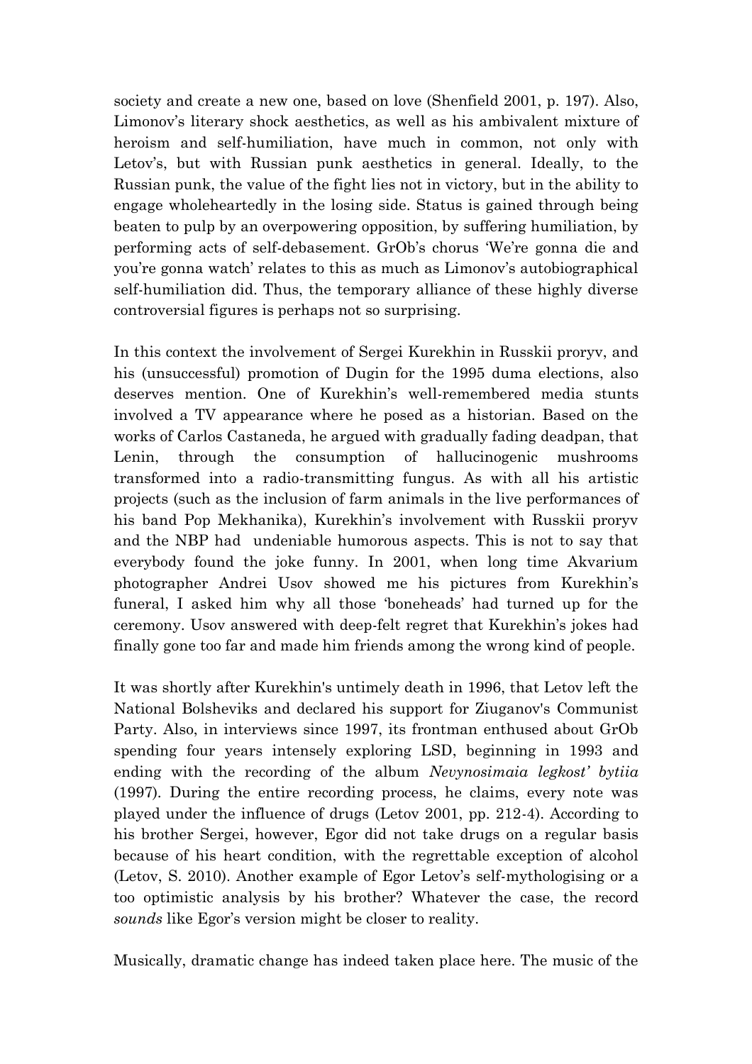society and create a new one, based on love (Shenfield 2001, p. 197). Also, Limonov's literary shock aesthetics, as well as his ambivalent mixture of heroism and self-humiliation, have much in common, not only with Letov's, but with Russian punk aesthetics in general. Ideally, to the Russian punk, the value of the fight lies not in victory, but in the ability to engage wholeheartedly in the losing side. Status is gained through being beaten to pulp by an overpowering opposition, by suffering humiliation, by performing acts of self-debasement. GrOb's chorus 'We're gonna die and you're gonna watch' relates to this as much as Limonov's autobiographical self-humiliation did. Thus, the temporary alliance of these highly diverse controversial figures is perhaps not so surprising.

In this context the involvement of Sergei Kurekhin in Russkii proryv, and his (unsuccessful) promotion of Dugin for the 1995 duma elections, also deserves mention. One of Kurekhin's well-remembered media stunts involved a TV appearance where he posed as a historian. Based on the works of Carlos Castaneda, he argued with gradually fading deadpan, that Lenin, through the consumption of hallucinogenic mushrooms transformed into a radio-transmitting fungus. As with all his artistic projects (such as the inclusion of farm animals in the live performances of his band Pop Mekhanika), Kurekhin's involvement with Russkii proryv and the NBP had undeniable humorous aspects. This is not to say that everybody found the joke funny. In 2001, when long time Akvarium photographer Andrei Usov showed me his pictures from Kurekhin's funeral, I asked him why all those 'boneheads' had turned up for the ceremony. Usov answered with deep-felt regret that Kurekhin's jokes had finally gone too far and made him friends among the wrong kind of people.

It was shortly after Kurekhin's untimely death in 1996, that Letov left the National Bolsheviks and declared his support for Ziuganov's Communist Party. Also, in interviews since 1997, its frontman enthused about GrOb spending four years intensely exploring LSD, beginning in 1993 and ending with the recording of the album *Nevynosimaia legkost' bytiia* (1997). During the entire recording process, he claims, every note was played under the influence of drugs (Letov 2001, pp. 212-4). According to his brother Sergei, however, Egor did not take drugs on a regular basis because of his heart condition, with the regrettable exception of alcohol (Letov, S. 2010). Another example of Egor Letov's self-mythologising or a too optimistic analysis by his brother? Whatever the case, the record *sounds* like Egor's version might be closer to reality.

Musically, dramatic change has indeed taken place here. The music of the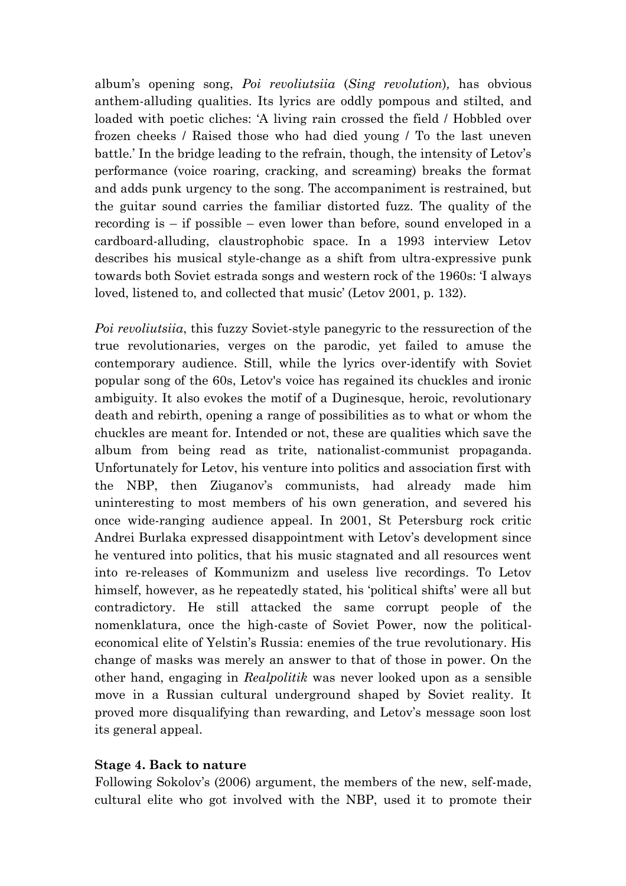album's opening song, *Poi revoliutsiia* (*Sing revolution*), has obvious anthem-alluding qualities. Its lyrics are oddly pompous and stilted, and loaded with poetic cliches: 'A living rain crossed the field / Hobbled over frozen cheeks / Raised those who had died young / To the last uneven battle.' In the bridge leading to the refrain, though, the intensity of Letov's performance (voice roaring, cracking, and screaming) breaks the format and adds punk urgency to the song. The accompaniment is restrained, but the guitar sound carries the familiar distorted fuzz. The quality of the recording is – if possible – even lower than before, sound enveloped in a cardboard-alluding, claustrophobic space. In a 1993 interview Letov describes his musical style-change as a shift from ultra-expressive punk towards both Soviet estrada songs and western rock of the 1960s: 'I always loved, listened to, and collected that music' (Letov 2001, p. 132).

*Poi revoliutsiia*, this fuzzy Soviet-style panegyric to the ressurection of the true revolutionaries, verges on the parodic, yet failed to amuse the contemporary audience. Still, while the lyrics over-identify with Soviet popular song of the 60s, Letov's voice has regained its chuckles and ironic ambiguity. It also evokes the motif of a Duginesque, heroic, revolutionary death and rebirth, opening a range of possibilities as to what or whom the chuckles are meant for. Intended or not, these are qualities which save the album from being read as trite, nationalist-communist propaganda. Unfortunately for Letov, his venture into politics and association first with the NBP, then Ziuganov's communists, had already made him uninteresting to most members of his own generation, and severed his once wide-ranging audience appeal. In 2001, St Petersburg rock critic Andrei Burlaka expressed disappointment with Letov's development since he ventured into politics, that his music stagnated and all resources went into re-releases of Kommunizm and useless live recordings. To Letov himself, however, as he repeatedly stated, his 'political shifts' were all but contradictory. He still attacked the same corrupt people of the nomenklatura, once the high-caste of Soviet Power, now the political-economical elite of Yelstin's Russia: enemies of the true revolutionary. His change of masks was merely an answer to that of those in power. On the other hand, engaging in *Realpolitik* was never looked upon as a sensible move in a Russian cultural underground shaped by Soviet reality. It proved more disqualifying than rewarding, and Letov's message soon lost its general appeal.

**Stage 4. Back to nature**

Following Sokolov's (2006) argument, the members of the new, self-made, cultural elite who got involved with the NBP, used it to promote their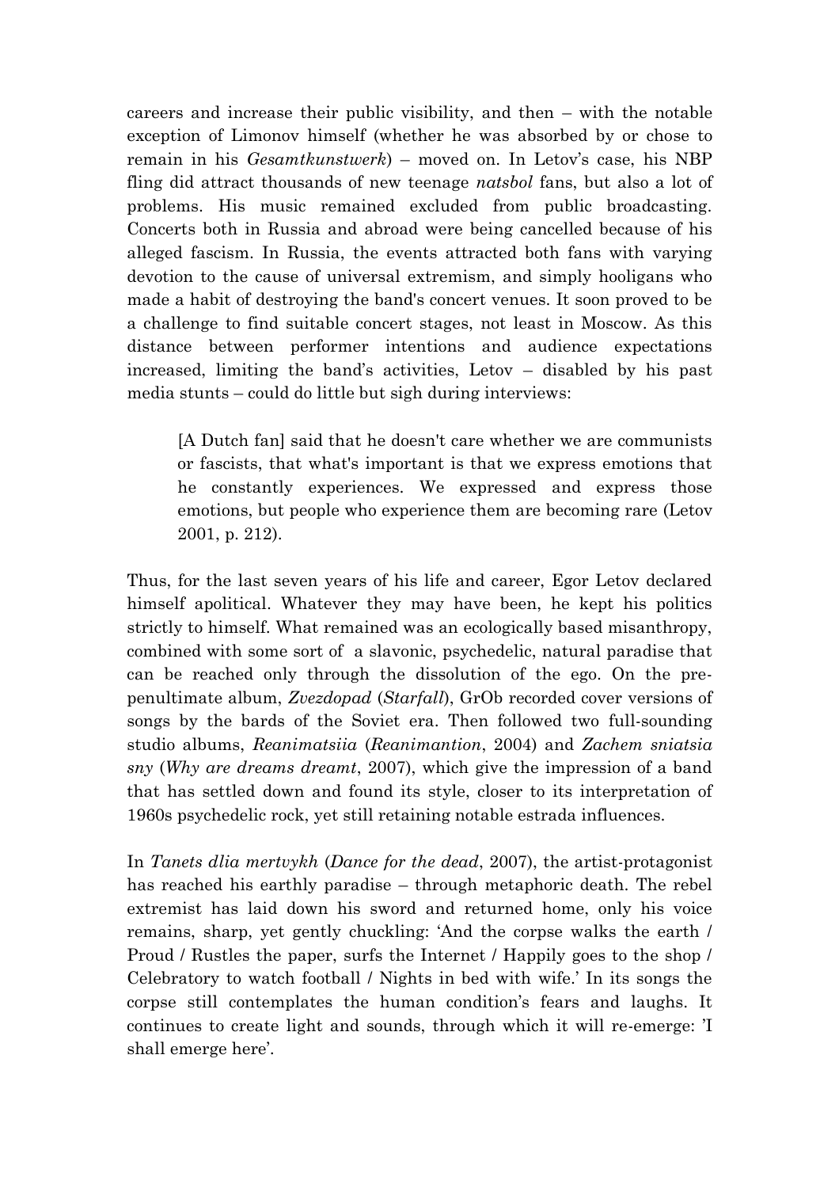careers and increase their public visibility, and then – with the notable exception of Limonov himself (whether he was absorbed by or chose to remain in his *Gesamtkunstwerk*) – moved on. In Letov's case, his NBP fling did attract thousands of new teenage *natsbol* fans, but also a lot of problems. His music remained excluded from public broadcasting. Concerts both in Russia and abroad were being cancelled because of his alleged fascism. In Russia, the events attracted both fans with varying devotion to the cause of universal extremism, and simply hooligans who made a habit of destroying the band's concert venues. It soon proved to be a challenge to find suitable concert stages, not least in Moscow. As this distance between performer intentions and audience expectations increased, limiting the band's activities, Letov – disabled by his past media stunts – could do little but sigh during interviews:

> [A Dutch fan] said that he doesn't care whether we are communists or fascists, that what's important is that we express emotions that he constantly experiences. We expressed and express those emotions, but people who experience them are becoming rare (Letov 2001, p. 212).

Thus, for the last seven years of his life and career, Egor Letov declared himself apolitical. Whatever they may have been, he kept his politics strictly to himself. What remained was an ecologically based misanthropy, combined with some sort of a slavonic, psychedelic, natural paradise that can be reached only through the dissolution of the ego. On the pre-penultimate album, *Zvezdopad* (*Starfall*), GrOb recorded cover versions of songs by the bards of the Soviet era. Then followed two full-sounding studio albums, *Reanimatsiia* (*Reanimantion*, 2004) and *Zachem sniatsia sny* (*Why are dreams dreamt*, 2007), which give the impression of a band that has settled down and found its style, closer to its interpretation of 1960s psychedelic rock, yet still retaining notable estrada influences.

In *Tanets dlia mertvykh* (*Dance for the dead*, 2007), the artist-protagonist has reached his earthly paradise – through metaphoric death. The rebel extremist has laid down his sword and returned home, only his voice remains, sharp, yet gently chuckling: 'And the corpse walks the earth / Proud / Rustles the paper, surfs the Internet / Happily goes to the shop / Celebratory to watch football / Nights in bed with wife.' In its songs the corpse still contemplates the human condition's fears and laughs. It continues to create light and sounds, through which it will re-emerge: 'I shall emerge here'.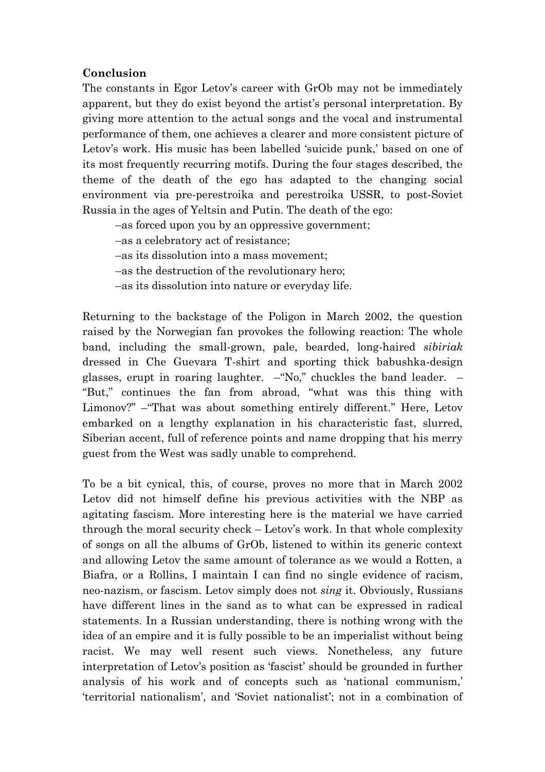**Conclusion**

The constants in Egor Letov's career with GrOb may not be immediately apparent, but they do exist beyond the artist's personal interpretation. By giving more attention to the actual songs and the vocal and instrumental performance of them, one achieves a clearer and more consistent picture of Letov's work. His music has been labelled 'suicide punk,' based on one of its most frequently recurring motifs. During the four stages described, the theme of the death of the ego has adapted to the changing social environment via pre-perestroika and perestroika USSR, to post-Soviet Russia in the ages of Yeltsin and Putin. The death of the ego:

–as forced upon you by an oppressive government;
–as a celebratory act of resistance;
–as its dissolution into a mass movement;
–as the destruction of the revolutionary hero;
–as its dissolution into nature or everyday life.

Returning to the backstage of the Poligon in March 2002, the question raised by the Norwegian fan provokes the following reaction: The whole band, including the small-grown, pale, bearded, long-haired *sibiriak* dressed in Che Guevara T-shirt and sporting thick babushka-design glasses, erupt in roaring laughter. –"No," chuckles the band leader. –"But," continues the fan from abroad, "what was this thing with Limonov?" –"That was about something entirely different." Here, Letov embarked on a lengthy explanation in his characteristic fast, slurred, Siberian accent, full of reference points and name dropping that his merry guest from the West was sadly unable to comprehend.

To be a bit cynical, this, of course, proves no more that in March 2002 Letov did not himself define his previous activities with the NBP as agitating fascism. More interesting here is the material we have carried through the moral security check – Letov's work. In that whole complexity of songs on all the albums of GrOb, listened to within its generic context and allowing Letov the same amount of tolerance as we would a Rotten, a Biafra, or a Rollins, I maintain I can find no single evidence of racism, neo-nazism, or fascism. Letov simply does not *sing* it. Obviously, Russians have different lines in the sand as to what can be expressed in radical statements. In a Russian understanding, there is nothing wrong with the idea of an empire and it is fully possible to be an imperialist without being racist. We may well resent such views. Nonetheless, any future interpretation of Letov's position as 'fascist' should be grounded in further analysis of his work and of concepts such as 'national communism,' 'territorial nationalism', and 'Soviet nationalist'; not in a combination of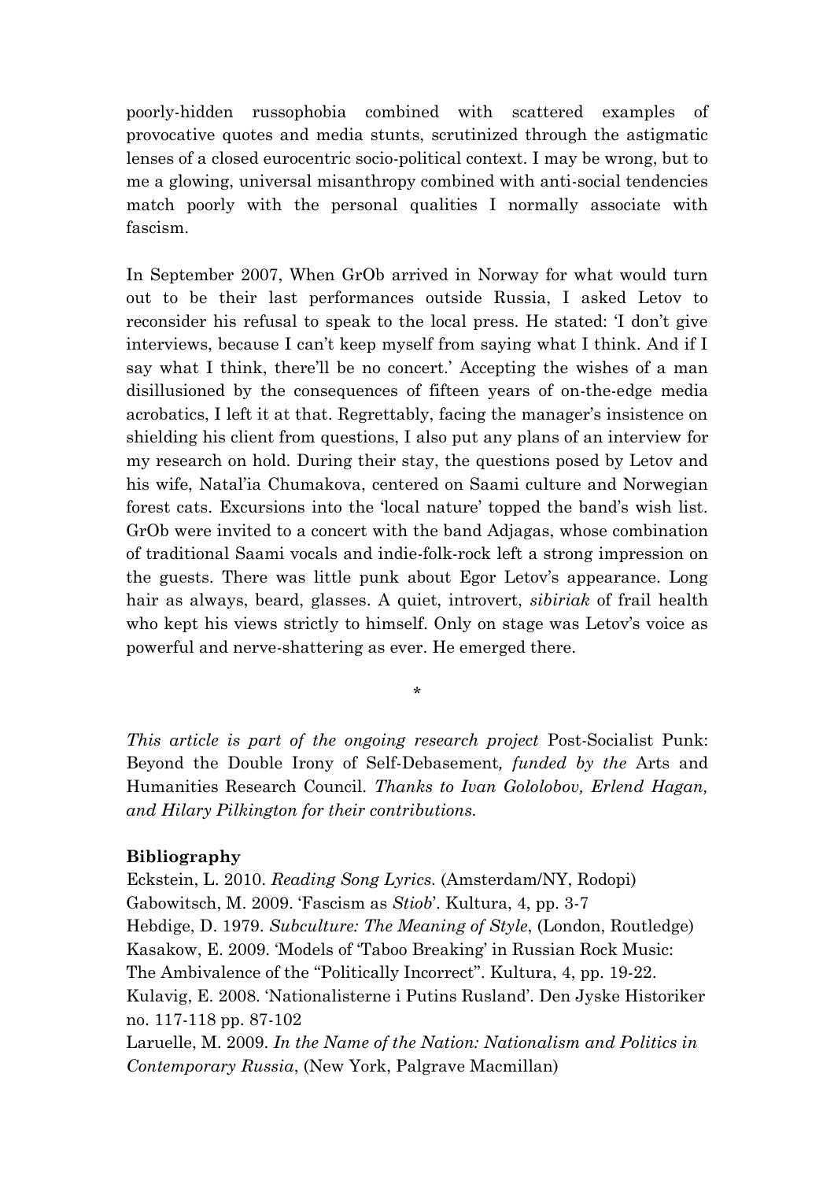poorly-hidden russophobia combined with scattered examples of provocative quotes and media stunts, scrutinized through the astigmatic lenses of a closed eurocentric socio-political context. I may be wrong, but to me a glowing, universal misanthropy combined with anti-social tendencies match poorly with the personal qualities I normally associate with fascism.

In September 2007, When GrOb arrived in Norway for what would turn out to be their last performances outside Russia, I asked Letov to reconsider his refusal to speak to the local press. He stated: 'I don't give interviews, because I can't keep myself from saying what I think. And if I say what I think, there'll be no concert.' Accepting the wishes of a man disillusioned by the consequences of fifteen years of on-the-edge media acrobatics, I left it at that. Regrettably, facing the manager's insistence on shielding his client from questions, I also put any plans of an interview for my research on hold. During their stay, the questions posed by Letov and his wife, Natal'ia Chumakova, centered on Saami culture and Norwegian forest cats. Excursions into the 'local nature' topped the band's wish list. GrOb were invited to a concert with the band Adjagas, whose combination of traditional Saami vocals and indie-folk-rock left a strong impression on the guests. There was little punk about Egor Letov's appearance. Long hair as always, beard, glasses. A quiet, introvert, *sibiriak* of frail health who kept his views strictly to himself. Only on stage was Letov's voice as powerful and nerve-shattering as ever. He emerged there.

\*

*This article is part of the ongoing research project* Post-Socialist Punk: Beyond the Double Irony of Self-Debasement*, funded by the* Arts and Humanities Research Council. *Thanks to Ivan Gololobov, Erlend Hagan, and Hilary Pilkington for their contributions.*

**Bibliography**

Eckstein, L. 2010. *Reading Song Lyrics*. (Amsterdam/NY, Rodopi)
Gabowitsch, M. 2009. 'Fascism as *Stiob*'. Kultura, 4, pp. 3-7
Hebdige, D. 1979. *Subculture: The Meaning of Style*, (London, Routledge)
Kasakow, E. 2009. 'Models of 'Taboo Breaking' in Russian Rock Music: The Ambivalence of the "Politically Incorrect". Kultura, 4, pp. 19-22.
Kulavig, E. 2008. 'Nationalisterne i Putins Rusland'. Den Jyske Historiker no. 117-118 pp. 87-102
Laruelle, M. 2009. *In the Name of the Nation: Nationalism and Politics in Contemporary Russia*, (New York, Palgrave Macmillan)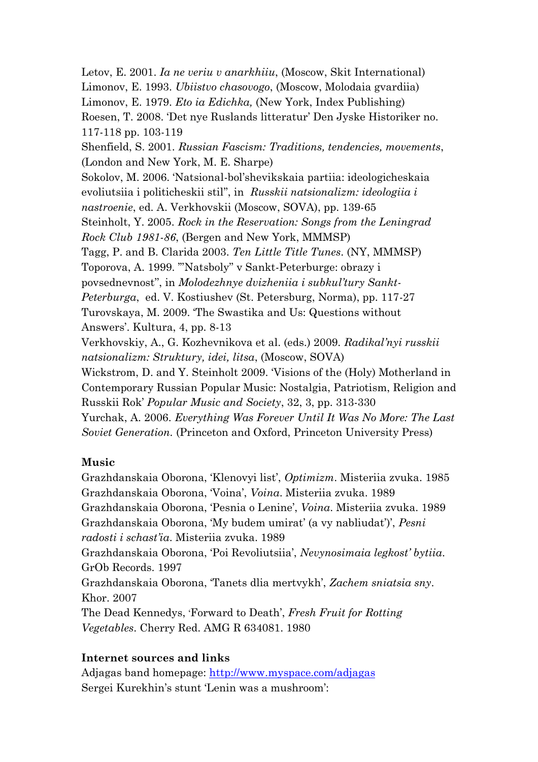Letov, E. 2001. *Ia ne veriu v anarkhiiu*, (Moscow, Skit International)
Limonov, E. 1993. *Ubiistvo chasovogo*, (Moscow, Molodaia gvardiia)
Limonov, E. 1979. *Eto ia Edichka,* (New York, Index Publishing)
Roesen, T. 2008. 'Det nye Ruslands litteratur' Den Jyske Historiker no. 117-118 pp. 103-119
Shenfield, S. 2001. *Russian Fascism: Traditions, tendencies, movements*, (London and New York, M. E. Sharpe)
Sokolov, M. 2006. 'Natsional-bol'shevikskaia partiia: ideologicheskaia evoliutsiia i politicheskii stil'', in *Russkii natsionalizm: ideologiia i nastroenie*, ed. A. Verkhovskii (Moscow, SOVA), pp. 139-65
Steinholt, Y. 2005. *Rock in the Reservation: Songs from the Leningrad Rock Club 1981-86*, (Bergen and New York, MMMSP)
Tagg, P. and B. Clarida 2003. *Ten Little Title Tunes*. (NY, MMMSP)
Toporova, A. 1999. '"Natsboly" v Sankt-Peterburge: obrazy i povsednevnost'', in *Molodezhnye dvizheniia i subkul'tury Sankt-Peterburga*, ed. V. Kostiushev (St. Petersburg, Norma), pp. 117-27
Turovskaya, M. 2009. 'The Swastika and Us: Questions without Answers'. Kultura, 4, pp. 8-13
Verkhovskiy, A., G. Kozhevnikova et al. (eds.) 2009. *Radikal'nyi russkii natsionalizm: Struktury, idei, litsa*, (Moscow, SOVA)
Wickstrom, D. and Y. Steinholt 2009. 'Visions of the (Holy) Motherland in Contemporary Russian Popular Music: Nostalgia, Patriotism, Religion and Russkii Rok' *Popular Music and Society*, 32, 3, pp. 313-330
Yurchak, A. 2006. *Everything Was Forever Until It Was No More: The Last Soviet Generation*. (Princeton and Oxford, Princeton University Press)

**Music**

Grazhdanskaia Oborona, 'Klenovyi list', *Optimizm*. Misteriia zvuka. 1985
Grazhdanskaia Oborona, 'Voina', *Voina*. Misteriia zvuka. 1989
Grazhdanskaia Oborona, 'Pesnia o Lenine', *Voina*. Misteriia zvuka. 1989
Grazhdanskaia Oborona, 'My budem umirat' (a vy nabliudat')', *Pesni radosti i schast'ia*. Misteriia zvuka. 1989
Grazhdanskaia Oborona, 'Poi Revoliutsiia', *Nevynosimaia legkost' bytiia*. GrOb Records. 1997
Grazhdanskaia Oborona, 'Tanets dlia mertvykh', *Zachem sniatsia sny*. Khor. 2007
The Dead Kennedys, 'Forward to Death', *Fresh Fruit for Rotting Vegetables*. Cherry Red. AMG R 634081. 1980

**Internet sources and links**

Adjagas band homepage: http://www.myspace.com/adjagas
Sergei Kurekhin's stunt 'Lenin was a mushroom':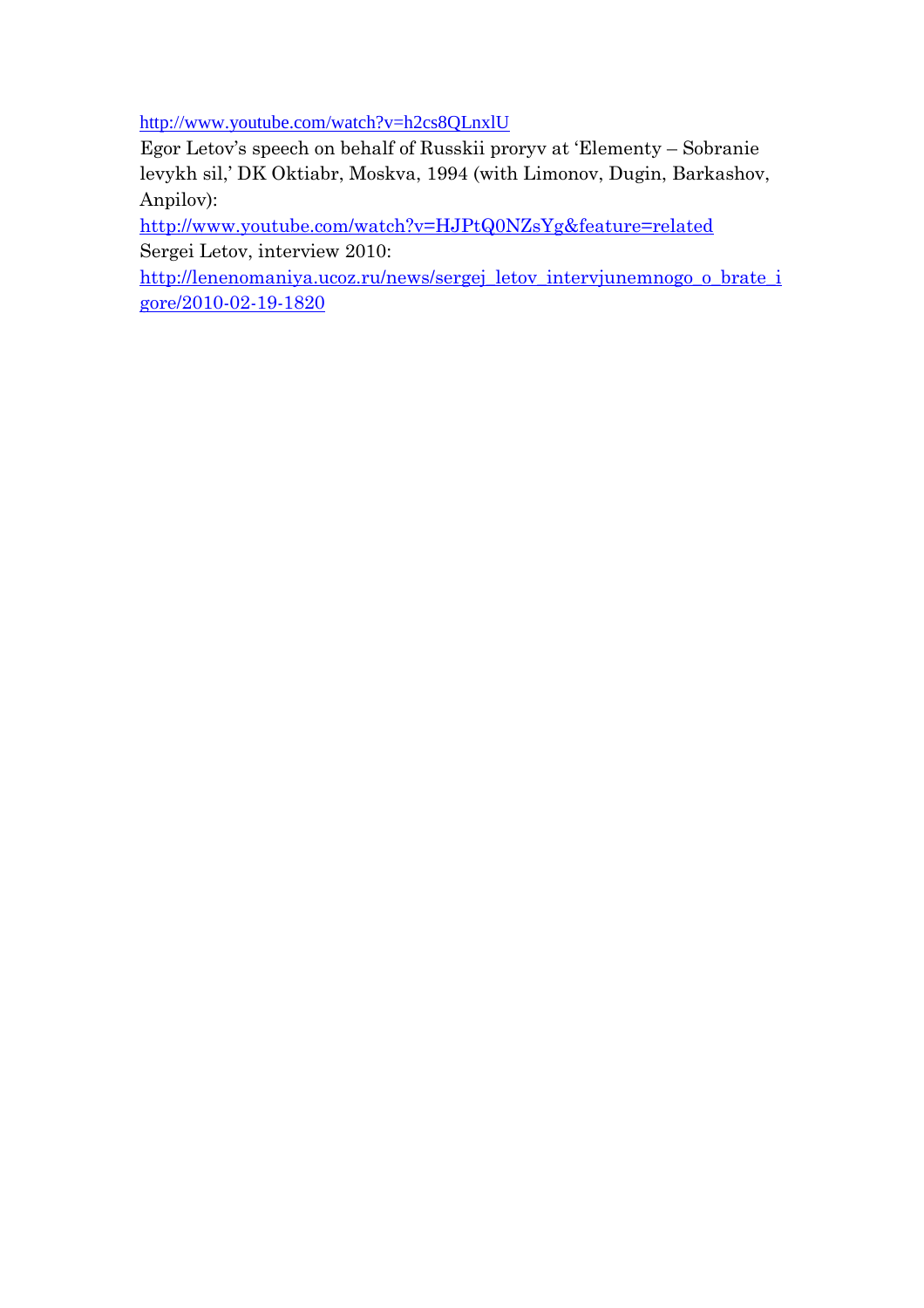http://www.youtube.com/watch?v=h2cs8QLnxlU

Egor Letov's speech on behalf of Russkii proryv at 'Elementy – Sobranie levykh sil,' DK Oktiabr, Moskva, 1994 (with Limonov, Dugin, Barkashov, Anpilov):

http://www.youtube.com/watch?v=HJPtQ0NZsYg&feature=related

Sergei Letov, interview 2010:

http://lenenomaniya.ucoz.ru/news/sergej_letov_intervjunemnogo_o_brate_igore/2010-02-19-1820